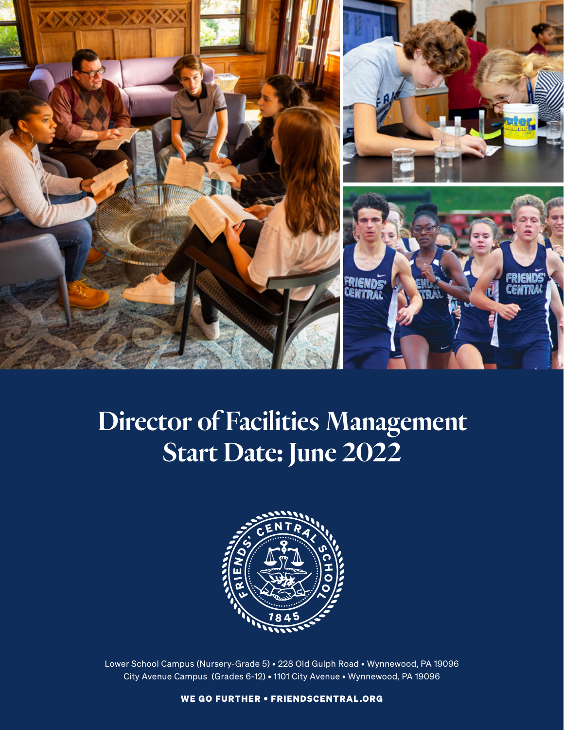# Director of Facilities Management
# Start Date: June 2022

Lower School Campus (Nursery-Grade 5) • 228 Old Gulph Road • Wynnewood, PA 19096
City Avenue Campus (Grades 6-12) • 1101 City Avenue • Wynnewood, PA 19096

**WE GO FURTHER • FRIENDSCENTRAL.ORG**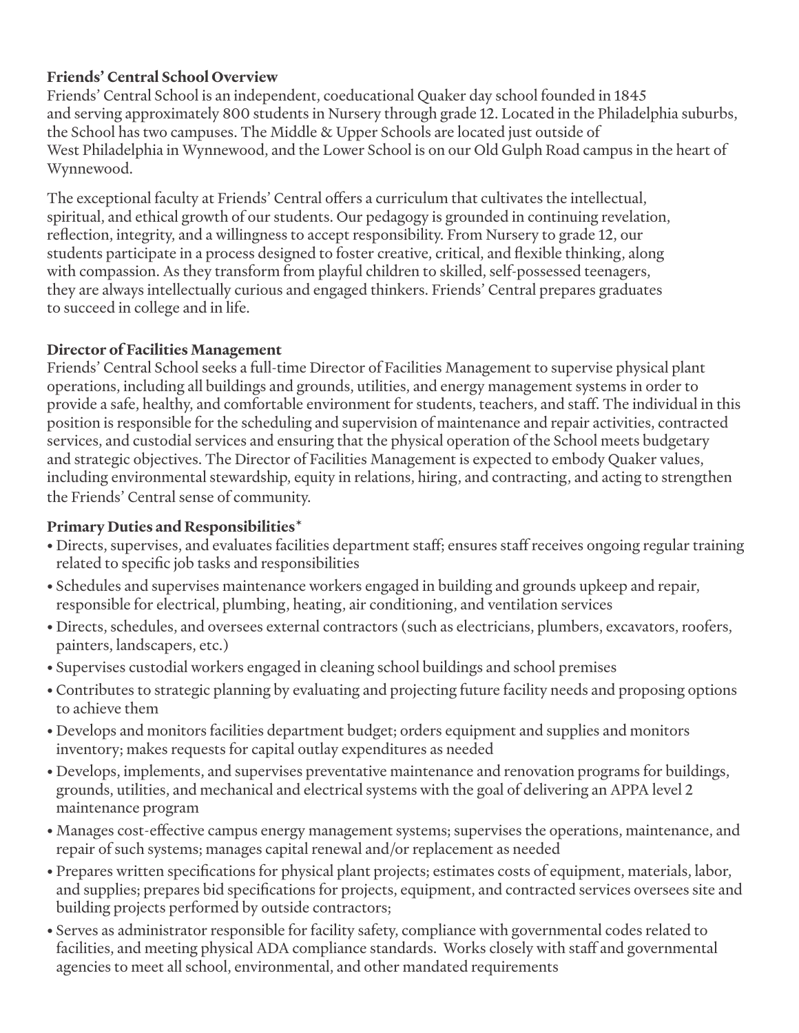**Friends' Central School Overview**

Friends' Central School is an independent, coeducational Quaker day school founded in 1845 and serving approximately 800 students in Nursery through grade 12. Located in the Philadelphia suburbs, the School has two campuses. The Middle & Upper Schools are located just outside of West Philadelphia in Wynnewood, and the Lower School is on our Old Gulph Road campus in the heart of Wynnewood.

The exceptional faculty at Friends' Central offers a curriculum that cultivates the intellectual, spiritual, and ethical growth of our students. Our pedagogy is grounded in continuing revelation, reflection, integrity, and a willingness to accept responsibility. From Nursery to grade 12, our students participate in a process designed to foster creative, critical, and flexible thinking, along with compassion. As they transform from playful children to skilled, self-possessed teenagers, they are always intellectually curious and engaged thinkers. Friends' Central prepares graduates to succeed in college and in life.

**Director of Facilities Management**

Friends' Central School seeks a full-time Director of Facilities Management to supervise physical plant operations, including all buildings and grounds, utilities, and energy management systems in order to provide a safe, healthy, and comfortable environment for students, teachers, and staff. The individual in this position is responsible for the scheduling and supervision of maintenance and repair activities, contracted services, and custodial services and ensuring that the physical operation of the School meets budgetary and strategic objectives. The Director of Facilities Management is expected to embody Quaker values, including environmental stewardship, equity in relations, hiring, and contracting, and acting to strengthen the Friends' Central sense of community.

**Primary Duties and Responsibilities***

- Directs, supervises, and evaluates facilities department staff; ensures staff receives ongoing regular training related to specific job tasks and responsibilities
- Schedules and supervises maintenance workers engaged in building and grounds upkeep and repair, responsible for electrical, plumbing, heating, air conditioning, and ventilation services
- Directs, schedules, and oversees external contractors (such as electricians, plumbers, excavators, roofers, painters, landscapers, etc.)
- Supervises custodial workers engaged in cleaning school buildings and school premises
- Contributes to strategic planning by evaluating and projecting future facility needs and proposing options to achieve them
- Develops and monitors facilities department budget; orders equipment and supplies and monitors inventory; makes requests for capital outlay expenditures as needed
- Develops, implements, and supervises preventative maintenance and renovation programs for buildings, grounds, utilities, and mechanical and electrical systems with the goal of delivering an APPA level 2 maintenance program
- Manages cost-effective campus energy management systems; supervises the operations, maintenance, and repair of such systems; manages capital renewal and/or replacement as needed
- Prepares written specifications for physical plant projects; estimates costs of equipment, materials, labor, and supplies; prepares bid specifications for projects, equipment, and contracted services oversees site and building projects performed by outside contractors;
- Serves as administrator responsible for facility safety, compliance with governmental codes related to facilities, and meeting physical ADA compliance standards. Works closely with staff and governmental agencies to meet all school, environmental, and other mandated requirements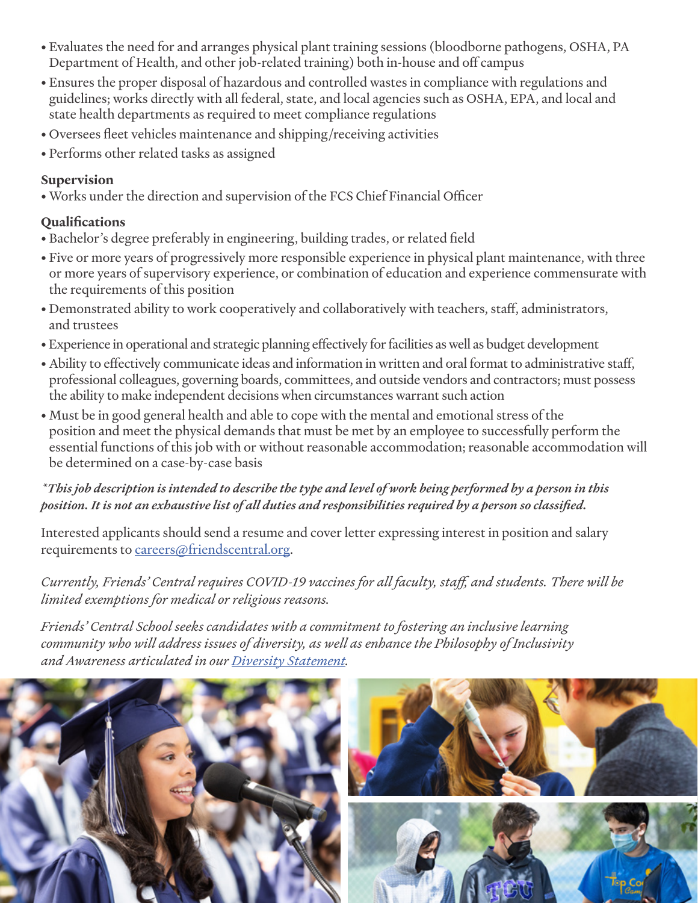- Evaluates the need for and arranges physical plant training sessions (bloodborne pathogens, OSHA, PA Department of Health, and other job-related training) both in-house and off campus
- Ensures the proper disposal of hazardous and controlled wastes in compliance with regulations and guidelines; works directly with all federal, state, and local agencies such as OSHA, EPA, and local and state health departments as required to meet compliance regulations
- Oversees fleet vehicles maintenance and shipping/receiving activities
- Performs other related tasks as assigned

**Supervision**
- Works under the direction and supervision of the FCS Chief Financial Officer

**Qualifications**
- Bachelor's degree preferably in engineering, building trades, or related field
- Five or more years of progressively more responsible experience in physical plant maintenance, with three or more years of supervisory experience, or combination of education and experience commensurate with the requirements of this position
- Demonstrated ability to work cooperatively and collaboratively with teachers, staff, administrators, and trustees
- Experience in operational and strategic planning effectively for facilities as well as budget development
- Ability to effectively communicate ideas and information in written and oral format to administrative staff, professional colleagues, governing boards, committees, and outside vendors and contractors; must possess the ability to make independent decisions when circumstances warrant such action
- Must be in good general health and able to cope with the mental and emotional stress of the position and meet the physical demands that must be met by an employee to successfully perform the essential functions of this job with or without reasonable accommodation; reasonable accommodation will be determined on a case-by-case basis

***This job description is intended to describe the type and level of work being performed by a person in this position. It is not an exhaustive list of all duties and responsibilities required by a person so classified.***

Interested applicants should send a resume and cover letter expressing interest in position and salary requirements to careers@friendscentral.org.

*Currently, Friends' Central requires COVID-19 vaccines for all faculty, staff, and students. There will be limited exemptions for medical or religious reasons.*

*Friends' Central School seeks candidates with a commitment to fostering an inclusive learning community who will address issues of diversity, as well as enhance the Philosophy of Inclusivity and Awareness articulated in our Diversity Statement.*